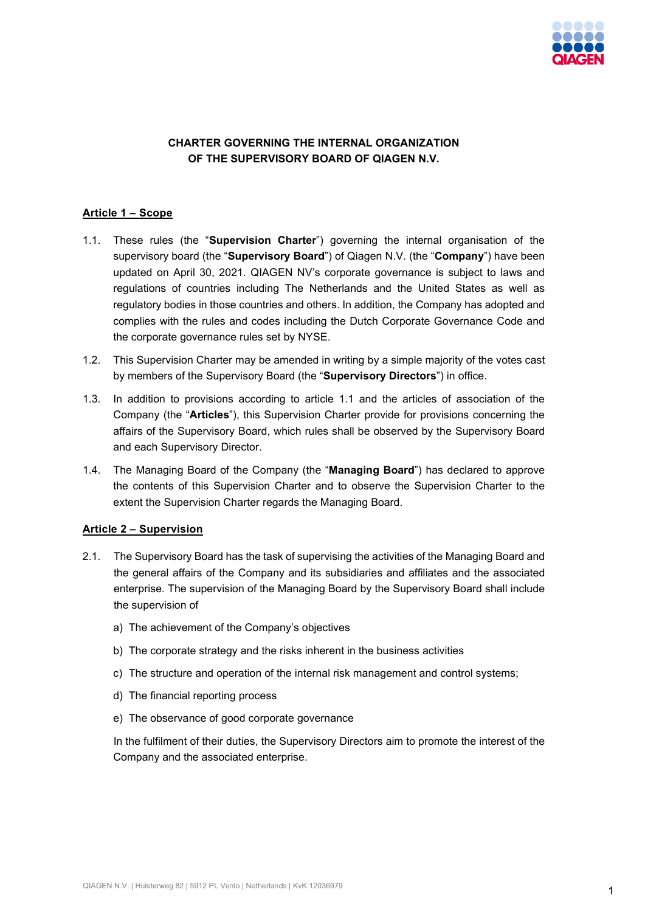# CHARTER GOVERNING THE INTERNAL ORGANIZATION OF THE SUPERVISORY BOARD OF QIAGEN N.V.

## Article 1 – Scope

1.1. These rules (the "**Supervision Charter**") governing the internal organisation of the supervisory board (the "**Supervisory Board**") of Qiagen N.V. (the "**Company**") have been updated on April 30, 2021. QIAGEN NV's corporate governance is subject to laws and regulations of countries including The Netherlands and the United States as well as regulatory bodies in those countries and others. In addition, the Company has adopted and complies with the rules and codes including the Dutch Corporate Governance Code and the corporate governance rules set by NYSE.

1.2. This Supervision Charter may be amended in writing by a simple majority of the votes cast by members of the Supervisory Board (the "**Supervisory Directors**") in office.

1.3. In addition to provisions according to article 1.1 and the articles of association of the Company (the "**Articles**"), this Supervision Charter provide for provisions concerning the affairs of the Supervisory Board, which rules shall be observed by the Supervisory Board and each Supervisory Director.

1.4. The Managing Board of the Company (the "**Managing Board**") has declared to approve the contents of this Supervision Charter and to observe the Supervision Charter to the extent the Supervision Charter regards the Managing Board.

## Article 2 – Supervision

2.1. The Supervisory Board has the task of supervising the activities of the Managing Board and the general affairs of the Company and its subsidiaries and affiliates and the associated enterprise. The supervision of the Managing Board by the Supervisory Board shall include the supervision of

a) The achievement of the Company's objectives

b) The corporate strategy and the risks inherent in the business activities

c) The structure and operation of the internal risk management and control systems;

d) The financial reporting process

e) The observance of good corporate governance

In the fulfilment of their duties, the Supervisory Directors aim to promote the interest of the Company and the associated enterprise.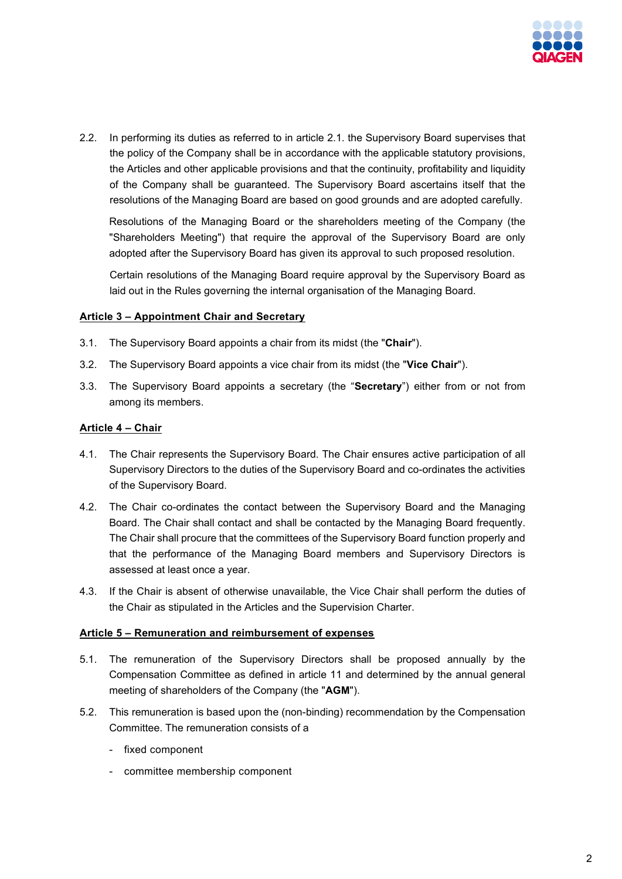2.2. In performing its duties as referred to in article 2.1. the Supervisory Board supervises that the policy of the Company shall be in accordance with the applicable statutory provisions, the Articles and other applicable provisions and that the continuity, profitability and liquidity of the Company shall be guaranteed. The Supervisory Board ascertains itself that the resolutions of the Managing Board are based on good grounds and are adopted carefully.

Resolutions of the Managing Board or the shareholders meeting of the Company (the "Shareholders Meeting") that require the approval of the Supervisory Board are only adopted after the Supervisory Board has given its approval to such proposed resolution.

Certain resolutions of the Managing Board require approval by the Supervisory Board as laid out in the Rules governing the internal organisation of the Managing Board.

## Article 3 – Appointment Chair and Secretary

3.1. The Supervisory Board appoints a chair from its midst (the "**Chair**").

3.2. The Supervisory Board appoints a vice chair from its midst (the "**Vice Chair**").

3.3. The Supervisory Board appoints a secretary (the "**Secretary**") either from or not from among its members.

## Article 4 – Chair

4.1. The Chair represents the Supervisory Board. The Chair ensures active participation of all Supervisory Directors to the duties of the Supervisory Board and co-ordinates the activities of the Supervisory Board.

4.2. The Chair co-ordinates the contact between the Supervisory Board and the Managing Board. The Chair shall contact and shall be contacted by the Managing Board frequently. The Chair shall procure that the committees of the Supervisory Board function properly and that the performance of the Managing Board members and Supervisory Directors is assessed at least once a year.

4.3. If the Chair is absent of otherwise unavailable, the Vice Chair shall perform the duties of the Chair as stipulated in the Articles and the Supervision Charter.

## Article 5 – Remuneration and reimbursement of expenses

5.1. The remuneration of the Supervisory Directors shall be proposed annually by the Compensation Committee as defined in article 11 and determined by the annual general meeting of shareholders of the Company (the "**AGM**").

5.2. This remuneration is based upon the (non-binding) recommendation by the Compensation Committee. The remuneration consists of a

- fixed component
- committee membership component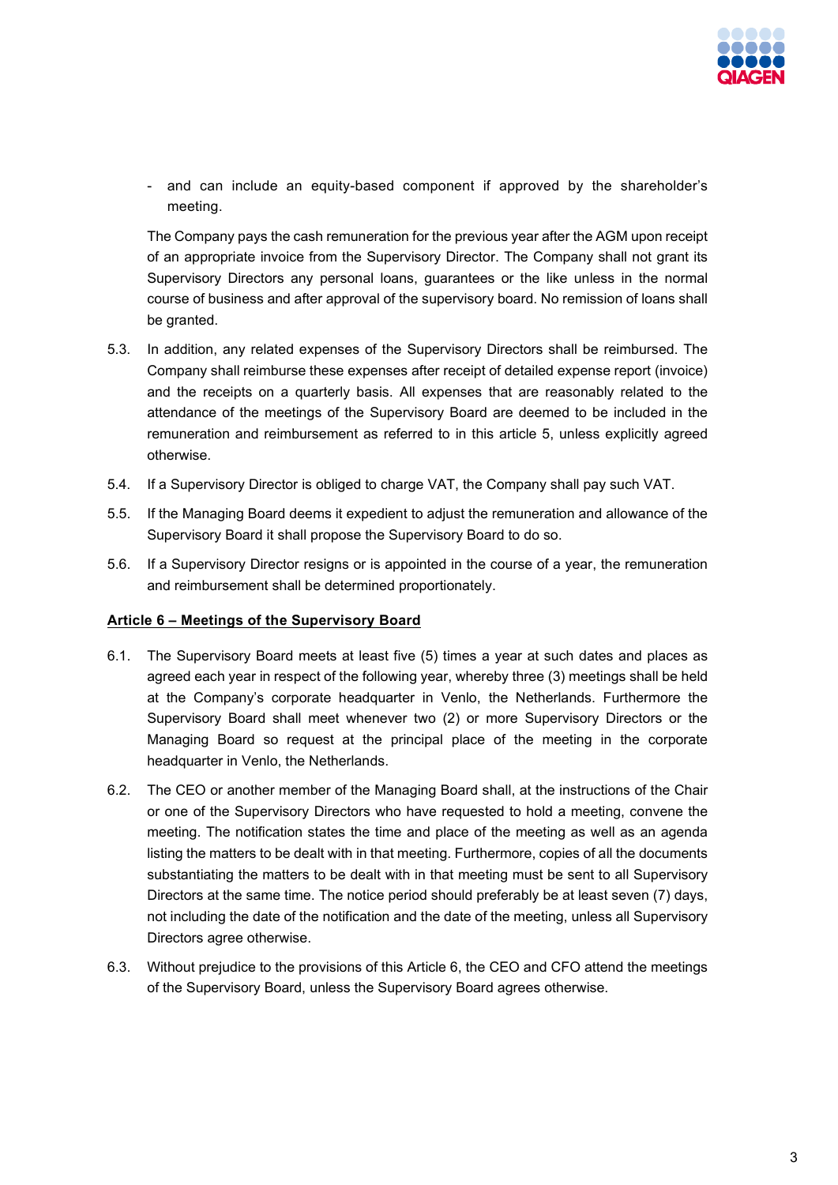- and can include an equity-based component if approved by the shareholder's meeting.

The Company pays the cash remuneration for the previous year after the AGM upon receipt of an appropriate invoice from the Supervisory Director. The Company shall not grant its Supervisory Directors any personal loans, guarantees or the like unless in the normal course of business and after approval of the supervisory board. No remission of loans shall be granted.

5.3. In addition, any related expenses of the Supervisory Directors shall be reimbursed. The Company shall reimburse these expenses after receipt of detailed expense report (invoice) and the receipts on a quarterly basis. All expenses that are reasonably related to the attendance of the meetings of the Supervisory Board are deemed to be included in the remuneration and reimbursement as referred to in this article 5, unless explicitly agreed otherwise.

5.4. If a Supervisory Director is obliged to charge VAT, the Company shall pay such VAT.

5.5. If the Managing Board deems it expedient to adjust the remuneration and allowance of the Supervisory Board it shall propose the Supervisory Board to do so.

5.6. If a Supervisory Director resigns or is appointed in the course of a year, the remuneration and reimbursement shall be determined proportionately.

## Article 6 – Meetings of the Supervisory Board

6.1. The Supervisory Board meets at least five (5) times a year at such dates and places as agreed each year in respect of the following year, whereby three (3) meetings shall be held at the Company's corporate headquarter in Venlo, the Netherlands. Furthermore the Supervisory Board shall meet whenever two (2) or more Supervisory Directors or the Managing Board so request at the principal place of the meeting in the corporate headquarter in Venlo, the Netherlands.

6.2. The CEO or another member of the Managing Board shall, at the instructions of the Chair or one of the Supervisory Directors who have requested to hold a meeting, convene the meeting. The notification states the time and place of the meeting as well as an agenda listing the matters to be dealt with in that meeting. Furthermore, copies of all the documents substantiating the matters to be dealt with in that meeting must be sent to all Supervisory Directors at the same time. The notice period should preferably be at least seven (7) days, not including the date of the notification and the date of the meeting, unless all Supervisory Directors agree otherwise.

6.3. Without prejudice to the provisions of this Article 6, the CEO and CFO attend the meetings of the Supervisory Board, unless the Supervisory Board agrees otherwise.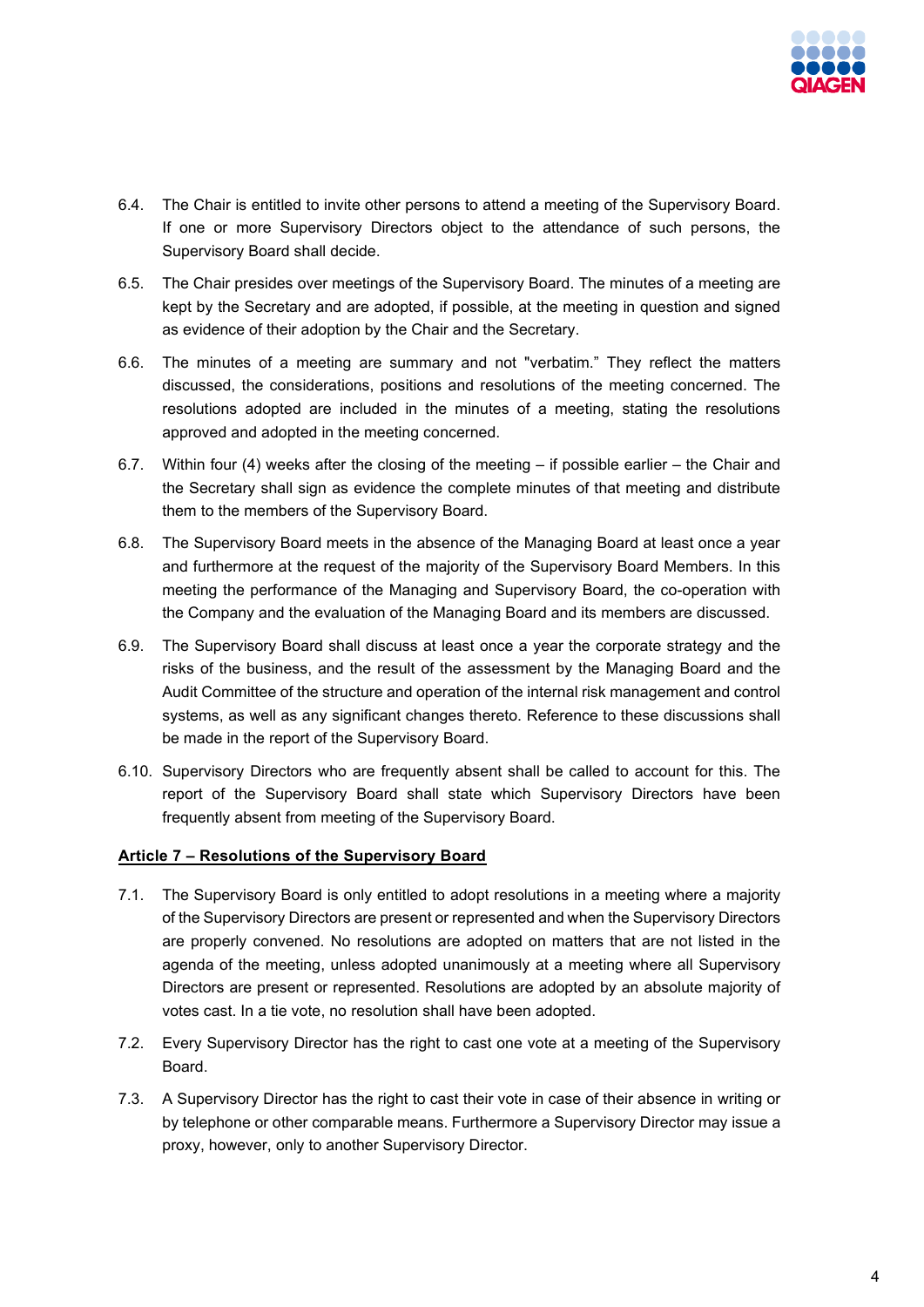6.4. The Chair is entitled to invite other persons to attend a meeting of the Supervisory Board. If one or more Supervisory Directors object to the attendance of such persons, the Supervisory Board shall decide.

6.5. The Chair presides over meetings of the Supervisory Board. The minutes of a meeting are kept by the Secretary and are adopted, if possible, at the meeting in question and signed as evidence of their adoption by the Chair and the Secretary.

6.6. The minutes of a meeting are summary and not "verbatim." They reflect the matters discussed, the considerations, positions and resolutions of the meeting concerned. The resolutions adopted are included in the minutes of a meeting, stating the resolutions approved and adopted in the meeting concerned.

6.7. Within four (4) weeks after the closing of the meeting – if possible earlier – the Chair and the Secretary shall sign as evidence the complete minutes of that meeting and distribute them to the members of the Supervisory Board.

6.8. The Supervisory Board meets in the absence of the Managing Board at least once a year and furthermore at the request of the majority of the Supervisory Board Members. In this meeting the performance of the Managing and Supervisory Board, the co-operation with the Company and the evaluation of the Managing Board and its members are discussed.

6.9. The Supervisory Board shall discuss at least once a year the corporate strategy and the risks of the business, and the result of the assessment by the Managing Board and the Audit Committee of the structure and operation of the internal risk management and control systems, as well as any significant changes thereto. Reference to these discussions shall be made in the report of the Supervisory Board.

6.10. Supervisory Directors who are frequently absent shall be called to account for this. The report of the Supervisory Board shall state which Supervisory Directors have been frequently absent from meeting of the Supervisory Board.

**Article 7 – Resolutions of the Supervisory Board**

7.1. The Supervisory Board is only entitled to adopt resolutions in a meeting where a majority of the Supervisory Directors are present or represented and when the Supervisory Directors are properly convened. No resolutions are adopted on matters that are not listed in the agenda of the meeting, unless adopted unanimously at a meeting where all Supervisory Directors are present or represented. Resolutions are adopted by an absolute majority of votes cast. In a tie vote, no resolution shall have been adopted.

7.2. Every Supervisory Director has the right to cast one vote at a meeting of the Supervisory Board.

7.3. A Supervisory Director has the right to cast their vote in case of their absence in writing or by telephone or other comparable means. Furthermore a Supervisory Director may issue a proxy, however, only to another Supervisory Director.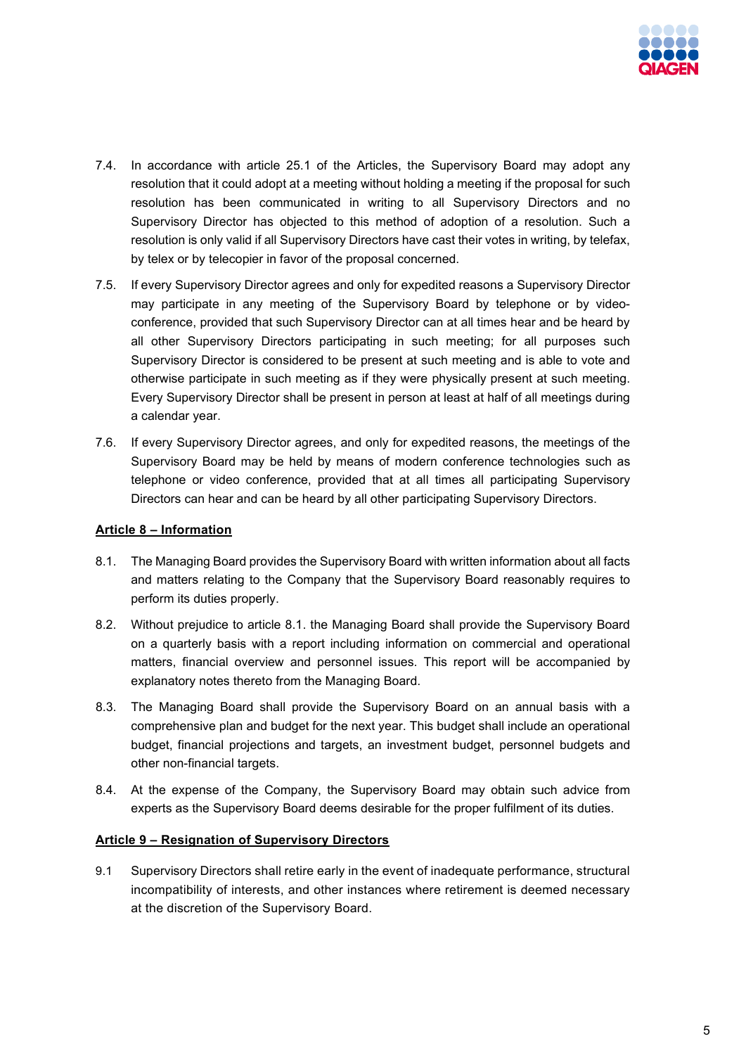7.4. In accordance with article 25.1 of the Articles, the Supervisory Board may adopt any resolution that it could adopt at a meeting without holding a meeting if the proposal for such resolution has been communicated in writing to all Supervisory Directors and no Supervisory Director has objected to this method of adoption of a resolution. Such a resolution is only valid if all Supervisory Directors have cast their votes in writing, by telefax, by telex or by telecopier in favor of the proposal concerned.

7.5. If every Supervisory Director agrees and only for expedited reasons a Supervisory Director may participate in any meeting of the Supervisory Board by telephone or by video-conference, provided that such Supervisory Director can at all times hear and be heard by all other Supervisory Directors participating in such meeting; for all purposes such Supervisory Director is considered to be present at such meeting and is able to vote and otherwise participate in such meeting as if they were physically present at such meeting. Every Supervisory Director shall be present in person at least at half of all meetings during a calendar year.

7.6. If every Supervisory Director agrees, and only for expedited reasons, the meetings of the Supervisory Board may be held by means of modern conference technologies such as telephone or video conference, provided that at all times all participating Supervisory Directors can hear and can be heard by all other participating Supervisory Directors.

**Article 8 – Information**

8.1. The Managing Board provides the Supervisory Board with written information about all facts and matters relating to the Company that the Supervisory Board reasonably requires to perform its duties properly.

8.2. Without prejudice to article 8.1. the Managing Board shall provide the Supervisory Board on a quarterly basis with a report including information on commercial and operational matters, financial overview and personnel issues. This report will be accompanied by explanatory notes thereto from the Managing Board.

8.3. The Managing Board shall provide the Supervisory Board on an annual basis with a comprehensive plan and budget for the next year. This budget shall include an operational budget, financial projections and targets, an investment budget, personnel budgets and other non-financial targets.

8.4. At the expense of the Company, the Supervisory Board may obtain such advice from experts as the Supervisory Board deems desirable for the proper fulfilment of its duties.

**Article 9 – Resignation of Supervisory Directors**

9.1 Supervisory Directors shall retire early in the event of inadequate performance, structural incompatibility of interests, and other instances where retirement is deemed necessary at the discretion of the Supervisory Board.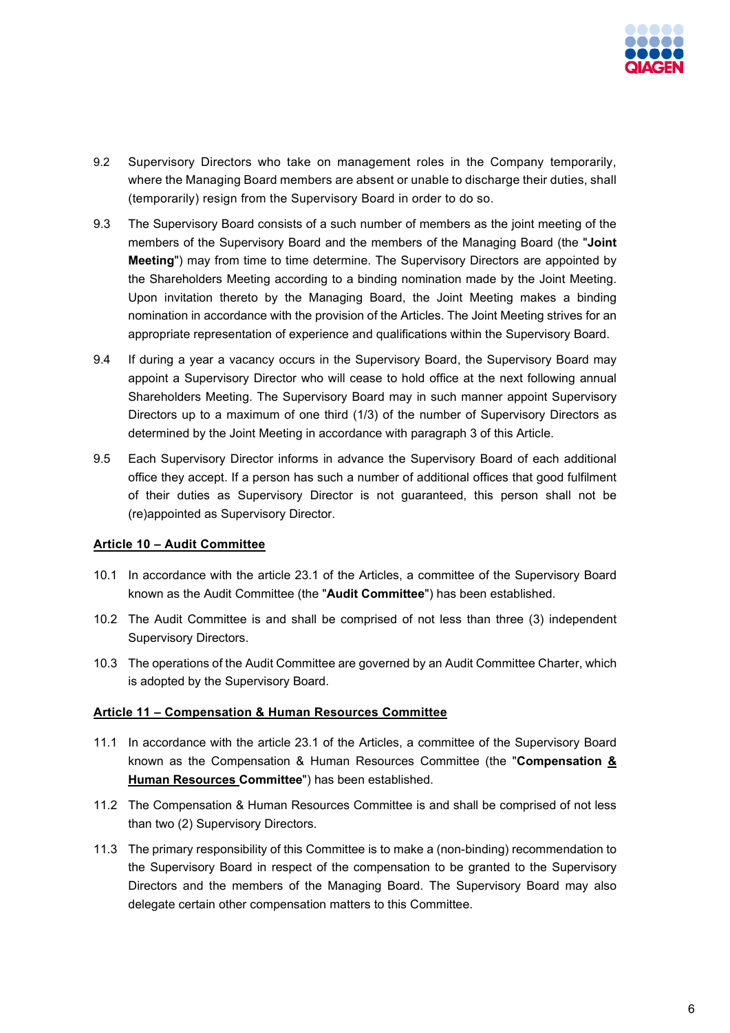9.2 Supervisory Directors who take on management roles in the Company temporarily, where the Managing Board members are absent or unable to discharge their duties, shall (temporarily) resign from the Supervisory Board in order to do so.

9.3 The Supervisory Board consists of a such number of members as the joint meeting of the members of the Supervisory Board and the members of the Managing Board (the "**Joint Meeting**") may from time to time determine. The Supervisory Directors are appointed by the Shareholders Meeting according to a binding nomination made by the Joint Meeting. Upon invitation thereto by the Managing Board, the Joint Meeting makes a binding nomination in accordance with the provision of the Articles. The Joint Meeting strives for an appropriate representation of experience and qualifications within the Supervisory Board.

9.4 If during a year a vacancy occurs in the Supervisory Board, the Supervisory Board may appoint a Supervisory Director who will cease to hold office at the next following annual Shareholders Meeting. The Supervisory Board may in such manner appoint Supervisory Directors up to a maximum of one third (1/3) of the number of Supervisory Directors as determined by the Joint Meeting in accordance with paragraph 3 of this Article.

9.5 Each Supervisory Director informs in advance the Supervisory Board of each additional office they accept. If a person has such a number of additional offices that good fulfilment of their duties as Supervisory Director is not guaranteed, this person shall not be (re)appointed as Supervisory Director.

## Article 10 – Audit Committee

10.1 In accordance with the article 23.1 of the Articles, a committee of the Supervisory Board known as the Audit Committee (the "**Audit Committee**") has been established.

10.2 The Audit Committee is and shall be comprised of not less than three (3) independent Supervisory Directors.

10.3 The operations of the Audit Committee are governed by an Audit Committee Charter, which is adopted by the Supervisory Board.

## Article 11 – Compensation & Human Resources Committee

11.1 In accordance with the article 23.1 of the Articles, a committee of the Supervisory Board known as the Compensation & Human Resources Committee (the "**Compensation & Human Resources Committee**") has been established.

11.2 The Compensation & Human Resources Committee is and shall be comprised of not less than two (2) Supervisory Directors.

11.3 The primary responsibility of this Committee is to make a (non-binding) recommendation to the Supervisory Board in respect of the compensation to be granted to the Supervisory Directors and the members of the Managing Board. The Supervisory Board may also delegate certain other compensation matters to this Committee.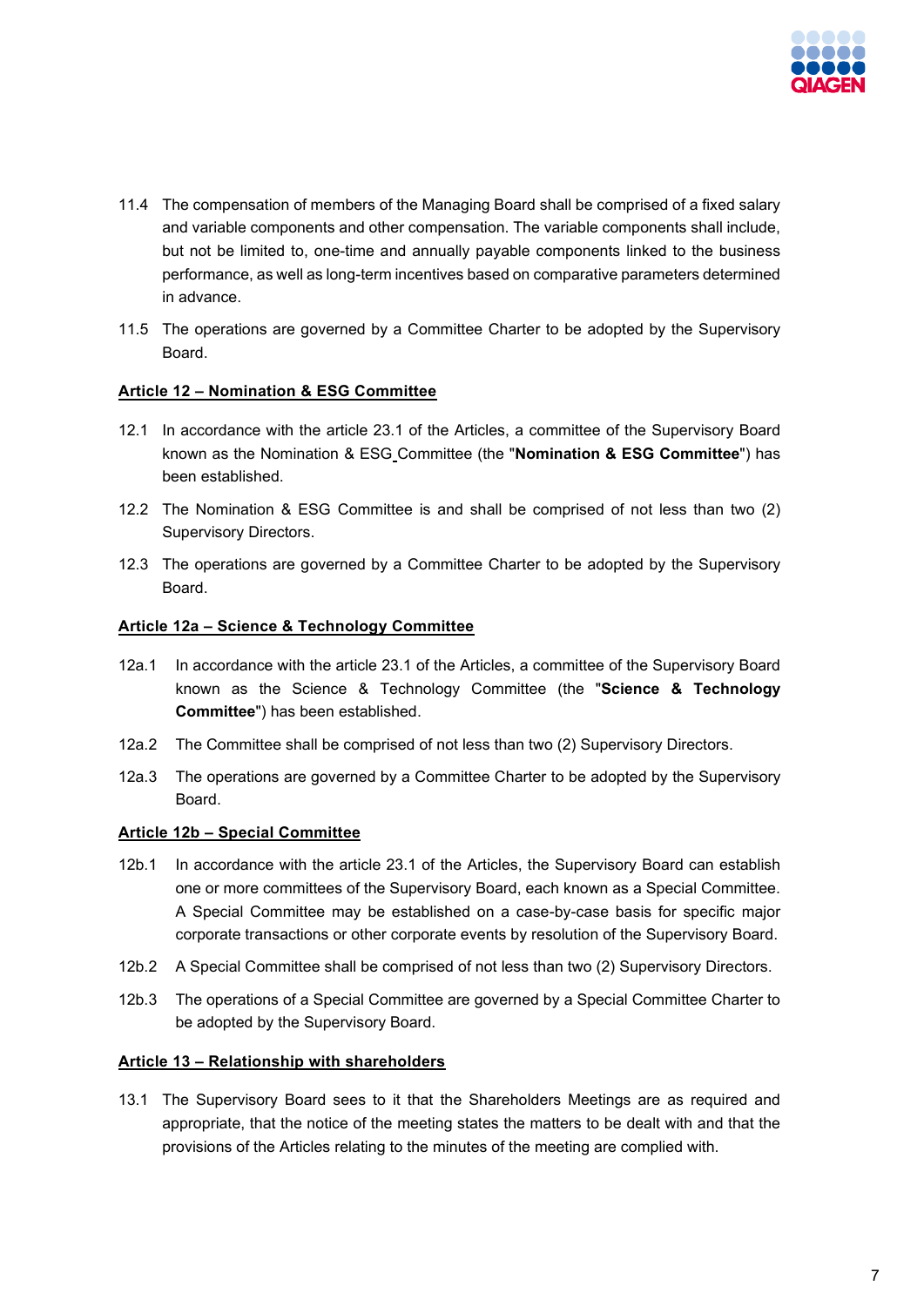11.4 The compensation of members of the Managing Board shall be comprised of a fixed salary and variable components and other compensation. The variable components shall include, but not be limited to, one-time and annually payable components linked to the business performance, as well as long-term incentives based on comparative parameters determined in advance.

11.5 The operations are governed by a Committee Charter to be adopted by the Supervisory Board.

## Article 12 – Nomination & ESG Committee

12.1 In accordance with the article 23.1 of the Articles, a committee of the Supervisory Board known as the Nomination & ESG Committee (the "**Nomination & ESG Committee**") has been established.

12.2 The Nomination & ESG Committee is and shall be comprised of not less than two (2) Supervisory Directors.

12.3 The operations are governed by a Committee Charter to be adopted by the Supervisory Board.

## Article 12a – Science & Technology Committee

12a.1 In accordance with the article 23.1 of the Articles, a committee of the Supervisory Board known as the Science & Technology Committee (the "**Science & Technology Committee**") has been established.

12a.2 The Committee shall be comprised of not less than two (2) Supervisory Directors.

12a.3 The operations are governed by a Committee Charter to be adopted by the Supervisory Board.

## Article 12b – Special Committee

12b.1 In accordance with the article 23.1 of the Articles, the Supervisory Board can establish one or more committees of the Supervisory Board, each known as a Special Committee. A Special Committee may be established on a case-by-case basis for specific major corporate transactions or other corporate events by resolution of the Supervisory Board.

12b.2 A Special Committee shall be comprised of not less than two (2) Supervisory Directors.

12b.3 The operations of a Special Committee are governed by a Special Committee Charter to be adopted by the Supervisory Board.

## Article 13 – Relationship with shareholders

13.1 The Supervisory Board sees to it that the Shareholders Meetings are as required and appropriate, that the notice of the meeting states the matters to be dealt with and that the provisions of the Articles relating to the minutes of the meeting are complied with.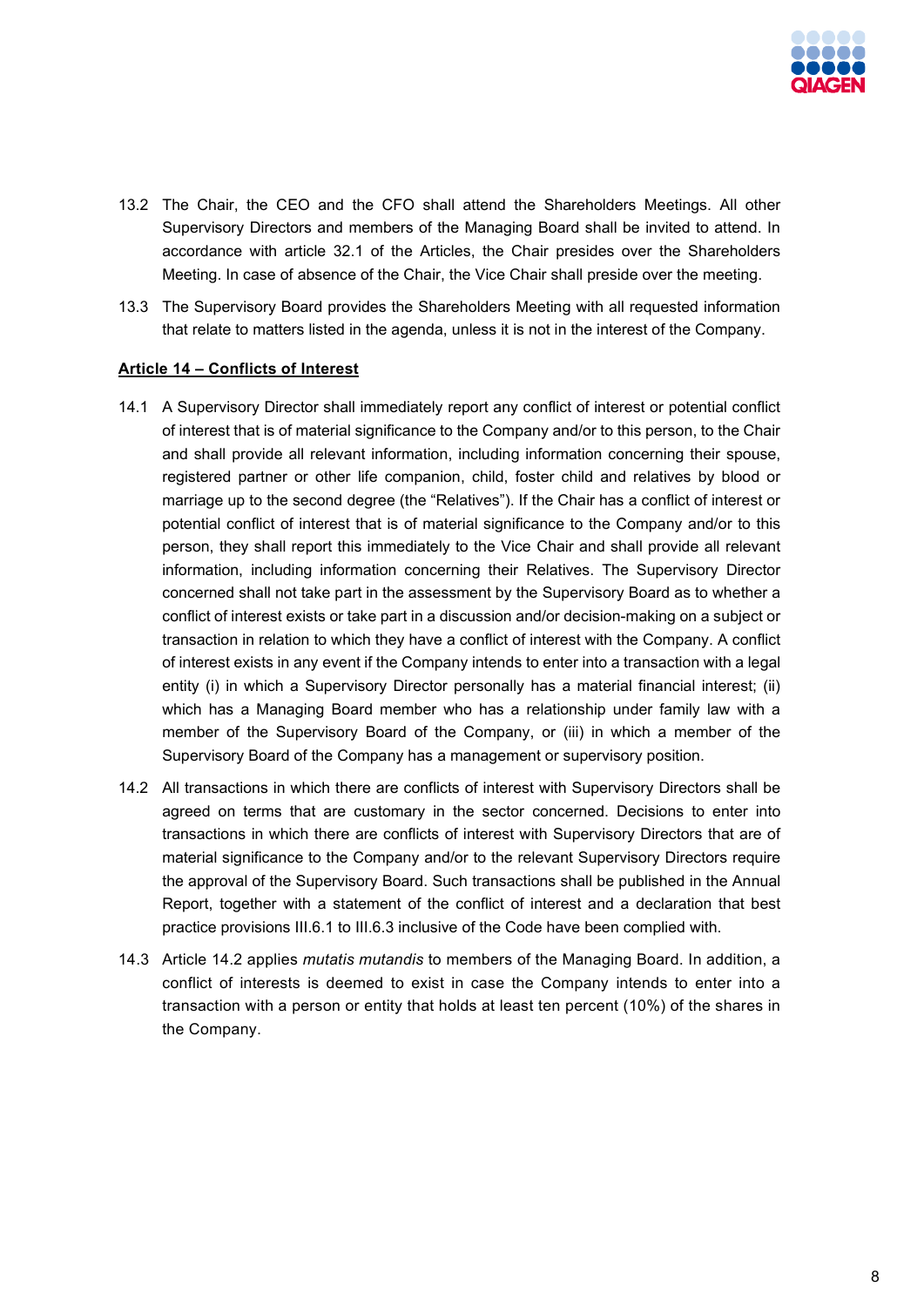13.2 The Chair, the CEO and the CFO shall attend the Shareholders Meetings. All other Supervisory Directors and members of the Managing Board shall be invited to attend. In accordance with article 32.1 of the Articles, the Chair presides over the Shareholders Meeting. In case of absence of the Chair, the Vice Chair shall preside over the meeting.

13.3 The Supervisory Board provides the Shareholders Meeting with all requested information that relate to matters listed in the agenda, unless it is not in the interest of the Company.

**Article 14 – Conflicts of Interest**

14.1 A Supervisory Director shall immediately report any conflict of interest or potential conflict of interest that is of material significance to the Company and/or to this person, to the Chair and shall provide all relevant information, including information concerning their spouse, registered partner or other life companion, child, foster child and relatives by blood or marriage up to the second degree (the "Relatives"). If the Chair has a conflict of interest or potential conflict of interest that is of material significance to the Company and/or to this person, they shall report this immediately to the Vice Chair and shall provide all relevant information, including information concerning their Relatives. The Supervisory Director concerned shall not take part in the assessment by the Supervisory Board as to whether a conflict of interest exists or take part in a discussion and/or decision-making on a subject or transaction in relation to which they have a conflict of interest with the Company. A conflict of interest exists in any event if the Company intends to enter into a transaction with a legal entity (i) in which a Supervisory Director personally has a material financial interest; (ii) which has a Managing Board member who has a relationship under family law with a member of the Supervisory Board of the Company, or (iii) in which a member of the Supervisory Board of the Company has a management or supervisory position.

14.2 All transactions in which there are conflicts of interest with Supervisory Directors shall be agreed on terms that are customary in the sector concerned. Decisions to enter into transactions in which there are conflicts of interest with Supervisory Directors that are of material significance to the Company and/or to the relevant Supervisory Directors require the approval of the Supervisory Board. Such transactions shall be published in the Annual Report, together with a statement of the conflict of interest and a declaration that best practice provisions III.6.1 to III.6.3 inclusive of the Code have been complied with.

14.3 Article 14.2 applies *mutatis mutandis* to members of the Managing Board. In addition, a conflict of interests is deemed to exist in case the Company intends to enter into a transaction with a person or entity that holds at least ten percent (10%) of the shares in the Company.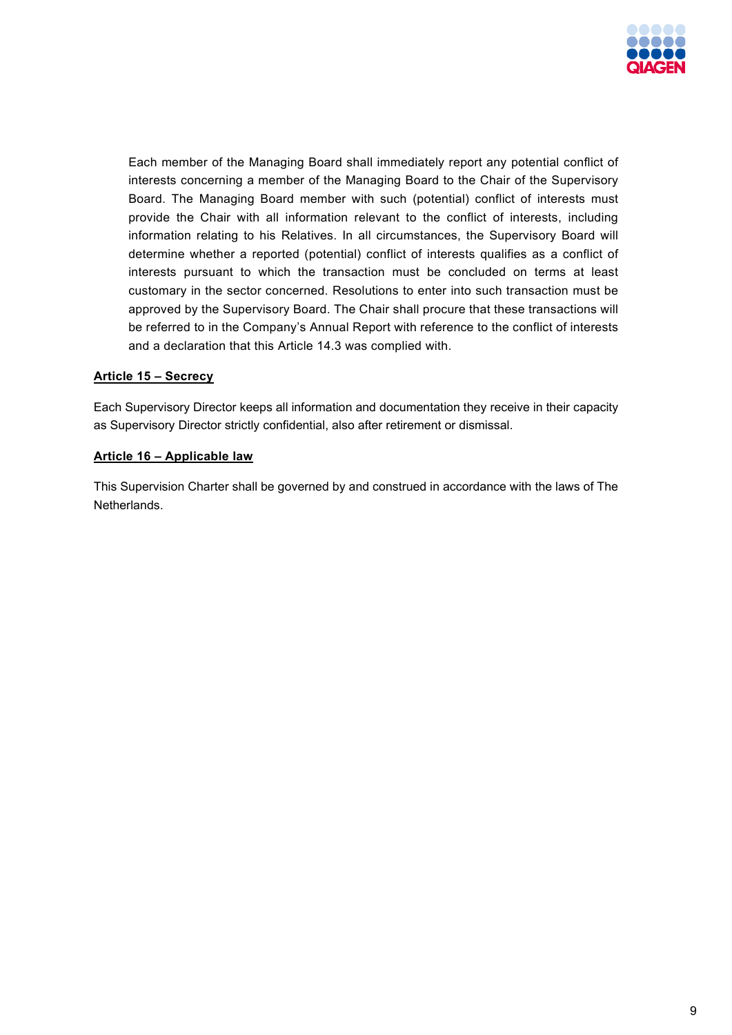Each member of the Managing Board shall immediately report any potential conflict of interests concerning a member of the Managing Board to the Chair of the Supervisory Board. The Managing Board member with such (potential) conflict of interests must provide the Chair with all information relevant to the conflict of interests, including information relating to his Relatives. In all circumstances, the Supervisory Board will determine whether a reported (potential) conflict of interests qualifies as a conflict of interests pursuant to which the transaction must be concluded on terms at least customary in the sector concerned. Resolutions to enter into such transaction must be approved by the Supervisory Board. The Chair shall procure that these transactions will be referred to in the Company's Annual Report with reference to the conflict of interests and a declaration that this Article 14.3 was complied with.

**Article 15 – Secrecy**

Each Supervisory Director keeps all information and documentation they receive in their capacity as Supervisory Director strictly confidential, also after retirement or dismissal.

**Article 16 – Applicable law**

This Supervision Charter shall be governed by and construed in accordance with the laws of The Netherlands.